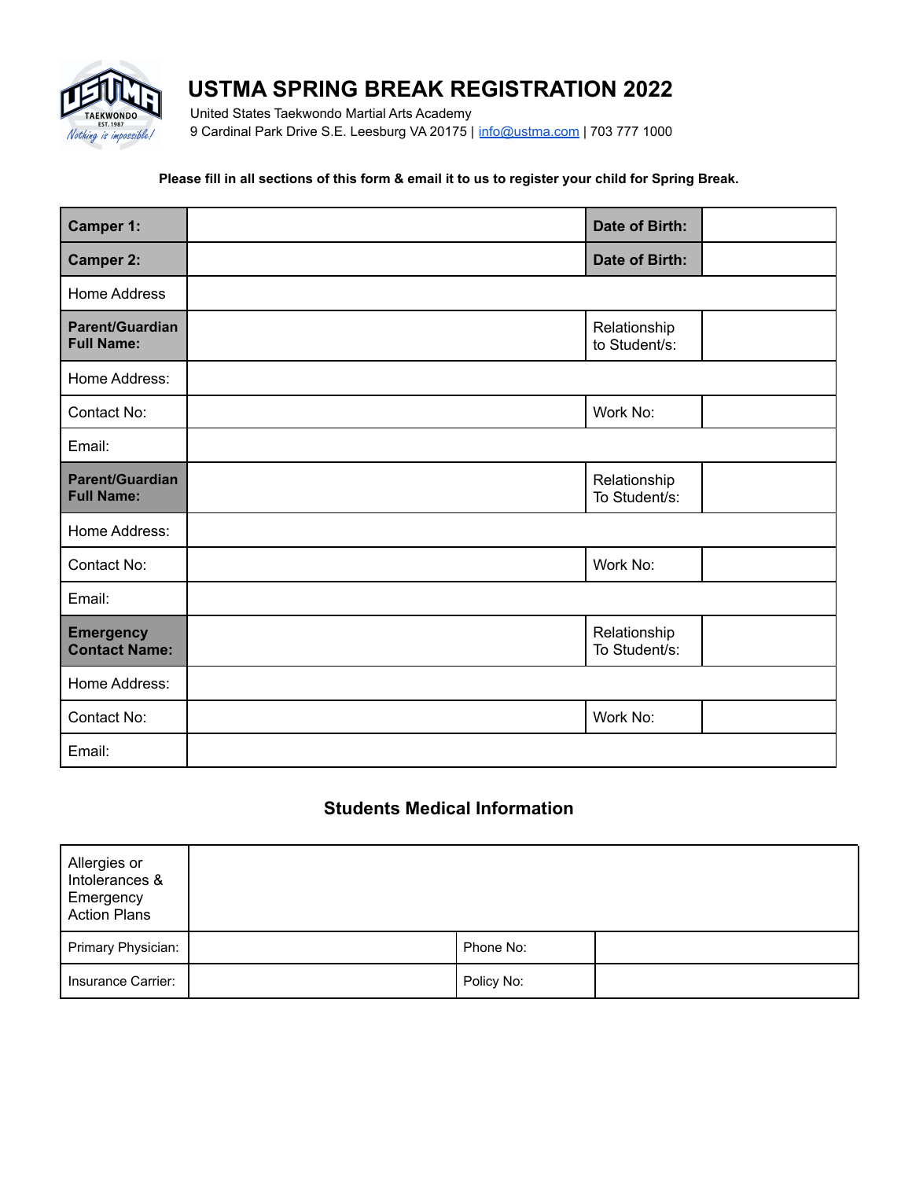# USTMA SPRING BREAK REGISTRATION 2022

United States Taekwondo Martial Arts Academy
9 Cardinal Park Drive S.E. Leesburg VA 20175 | info@ustma.com | 703 777 1000

**Please fill in all sections of this form & email it to us to register your child for Spring Break.**

| | | | |
|---|---|---|---|
| **Camper 1:** | | **Date of Birth:** | |
| **Camper 2:** | | **Date of Birth:** | |
| Home Address | | | |
| **Parent/Guardian Full Name:** | | Relationship to Student/s: | |
| Home Address: | | | |
| Contact No: | | Work No: | |
| Email: | | | |
| **Parent/Guardian Full Name:** | | Relationship To Student/s: | |
| Home Address: | | | |
| Contact No: | | Work No: | |
| Email: | | | |
| **Emergency Contact Name:** | | Relationship To Student/s: | |
| Home Address: | | | |
| Contact No: | | Work No: | |
| Email: | | | |

## Students Medical Information

| | | | |
|---|---|---|---|
| Allergies or Intolerances & Emergency Action Plans | | | |
| Primary Physician: | | Phone No: | |
| Insurance Carrier: | | Policy No: | |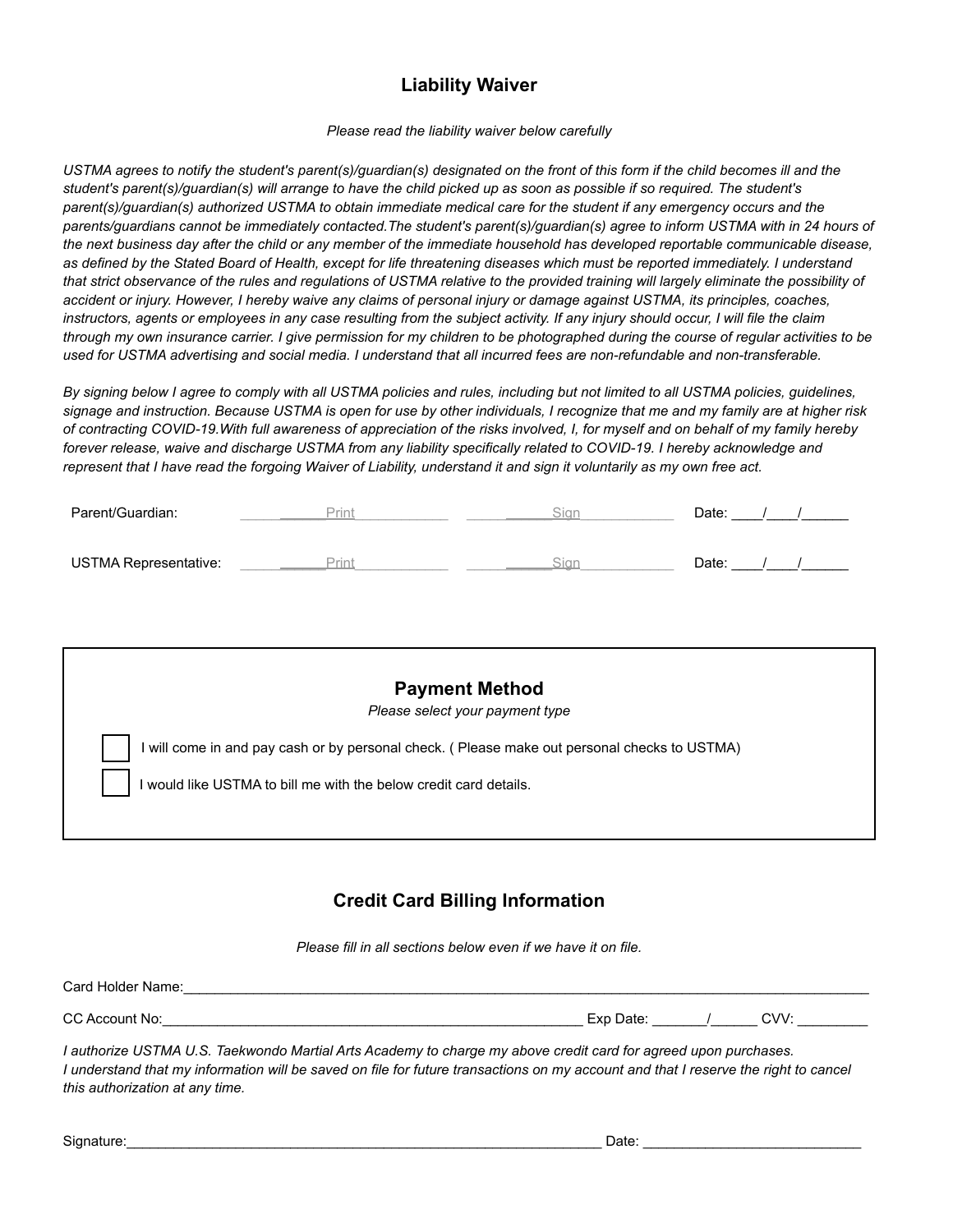## Liability Waiver

*Please read the liability waiver below carefully*

*USTMA agrees to notify the student's parent(s)/guardian(s) designated on the front of this form if the child becomes ill and the student's parent(s)/guardian(s) will arrange to have the child picked up as soon as possible if so required. The student's parent(s)/guardian(s) authorized USTMA to obtain immediate medical care for the student if any emergency occurs and the parents/guardians cannot be immediately contacted.The student's parent(s)/guardian(s) agree to inform USTMA with in 24 hours of the next business day after the child or any member of the immediate household has developed reportable communicable disease, as defined by the Stated Board of Health, except for life threatening diseases which must be reported immediately. I understand that strict observance of the rules and regulations of USTMA relative to the provided training will largely eliminate the possibility of accident or injury. However, I hereby waive any claims of personal injury or damage against USTMA, its principles, coaches, instructors, agents or employees in any case resulting from the subject activity. If any injury should occur, I will file the claim through my own insurance carrier. I give permission for my children to be photographed during the course of regular activities to be used for USTMA advertising and social media. I understand that all incurred fees are non-refundable and non-transferable.*

*By signing below I agree to comply with all USTMA policies and rules, including but not limited to all USTMA policies, guidelines, signage and instruction. Because USTMA is open for use by other individuals, I recognize that me and my family are at higher risk of contracting COVID-19.With full awareness of appreciation of the risks involved, I, for myself and on behalf of my family hereby forever release, waive and discharge USTMA from any liability specifically related to COVID-19. I hereby acknowledge and represent that I have read the forgoing Waiver of Liability, understand it and sign it voluntarily as my own free act.*

Parent/Guardian: ______Print____________ ______Sign____________ Date: ____/____/______

USTMA Representative: ______Print____________ ______Sign____________ Date: ____/____/______

### Payment Method

*Please select your payment type*

- [ ] I will come in and pay cash or by personal check. ( Please make out personal checks to USTMA)
- [ ] I would like USTMA to bill me with the below credit card details.

### Credit Card Billing Information

*Please fill in all sections below even if we have it on file.*

Card Holder Name:_____________________________________________________________________________________

CC Account No:_______________________________________________________ Exp Date: _______/______ CVV: _________

*I authorize USTMA U.S. Taekwondo Martial Arts Academy to charge my above credit card for agreed upon purchases.*
*I understand that my information will be saved on file for future transactions on my account and that I reserve the right to cancel this authorization at any time.*

Signature:_______________________________________________________________ Date: ____________________________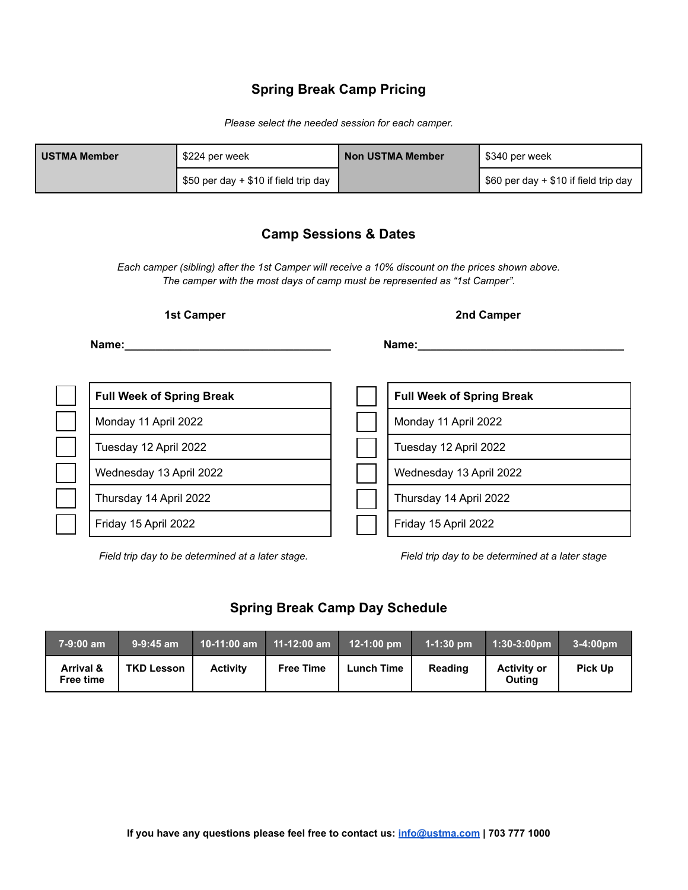## Spring Break Camp Pricing

*Please select the needed session for each camper.*

| | | | |
|---|---|---|---|
| **USTMA Member** | $224 per week | **Non USTMA Member** | $340 per week |
| | $50 per day + $10 if field trip day | | $60 per day + $10 if field trip day |

## Camp Sessions & Dates

*Each camper (sibling) after the 1st Camper will receive a 10% discount on the prices shown above.*
*The camper with the most days of camp must be represented as "1st Camper".*

### 1st Camper

**Name:**___________________________________

| | |
|---|---|
| ☐ | **Full Week of Spring Break** |
| ☐ | Monday 11 April 2022 |
| ☐ | Tuesday 12 April 2022 |
| ☐ | Wednesday 13 April 2022 |
| ☐ | Thursday 14 April 2022 |
| ☐ | Friday 15 April 2022 |

*Field trip day to be determined at a later stage.*

### 2nd Camper

**Name:**___________________________________

| | |
|---|---|
| ☐ | **Full Week of Spring Break** |
| ☐ | Monday 11 April 2022 |
| ☐ | Tuesday 12 April 2022 |
| ☐ | Wednesday 13 April 2022 |
| ☐ | Thursday 14 April 2022 |
| ☐ | Friday 15 April 2022 |

*Field trip day to be determined at a later stage*

## Spring Break Camp Day Schedule

| 7-9:00 am | 9-9:45 am | 10-11:00 am | 11-12:00 am | 12-1:00 pm | 1-1:30 pm | 1:30-3:00pm | 3-4:00pm |
|---|---|---|---|---|---|---|---|
| **Arrival & Free time** | **TKD Lesson** | **Activity** | **Free Time** | **Lunch Time** | **Reading** | **Activity or Outing** | **Pick Up** |

**If you have any questions please feel free to contact us: [info@ustma.com](mailto:info@ustma.com) | 703 777 1000**